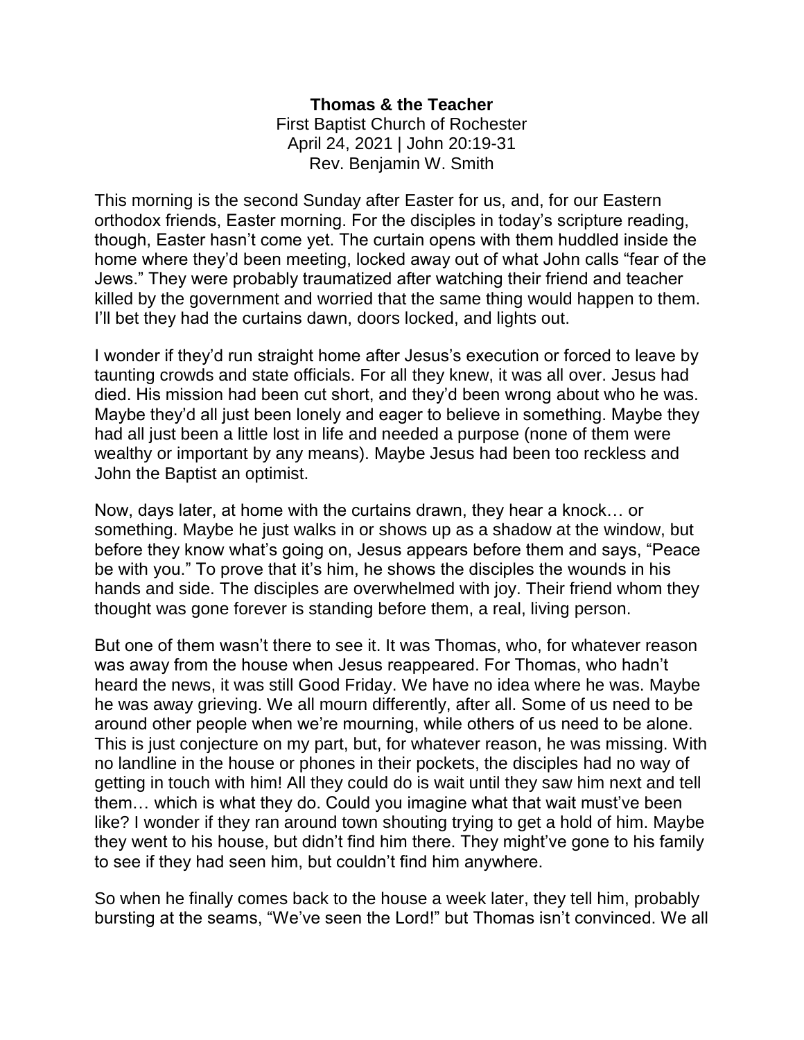**Thomas & the Teacher**
First Baptist Church of Rochester
April 24, 2021 | John 20:19-31
Rev. Benjamin W. Smith

This morning is the second Sunday after Easter for us, and, for our Eastern orthodox friends, Easter morning. For the disciples in today's scripture reading, though, Easter hasn't come yet. The curtain opens with them huddled inside the home where they'd been meeting, locked away out of what John calls "fear of the Jews." They were probably traumatized after watching their friend and teacher killed by the government and worried that the same thing would happen to them. I'll bet they had the curtains dawn, doors locked, and lights out.

I wonder if they'd run straight home after Jesus's execution or forced to leave by taunting crowds and state officials. For all they knew, it was all over. Jesus had died. His mission had been cut short, and they'd been wrong about who he was. Maybe they'd all just been lonely and eager to believe in something. Maybe they had all just been a little lost in life and needed a purpose (none of them were wealthy or important by any means). Maybe Jesus had been too reckless and John the Baptist an optimist.

Now, days later, at home with the curtains drawn, they hear a knock… or something. Maybe he just walks in or shows up as a shadow at the window, but before they know what's going on, Jesus appears before them and says, "Peace be with you." To prove that it's him, he shows the disciples the wounds in his hands and side. The disciples are overwhelmed with joy. Their friend whom they thought was gone forever is standing before them, a real, living person.

But one of them wasn't there to see it. It was Thomas, who, for whatever reason was away from the house when Jesus reappeared. For Thomas, who hadn't heard the news, it was still Good Friday. We have no idea where he was. Maybe he was away grieving. We all mourn differently, after all. Some of us need to be around other people when we're mourning, while others of us need to be alone. This is just conjecture on my part, but, for whatever reason, he was missing. With no landline in the house or phones in their pockets, the disciples had no way of getting in touch with him! All they could do is wait until they saw him next and tell them… which is what they do. Could you imagine what that wait must've been like? I wonder if they ran around town shouting trying to get a hold of him. Maybe they went to his house, but didn't find him there. They might've gone to his family to see if they had seen him, but couldn't find him anywhere.

So when he finally comes back to the house a week later, they tell him, probably bursting at the seams, "We've seen the Lord!" but Thomas isn't convinced. We all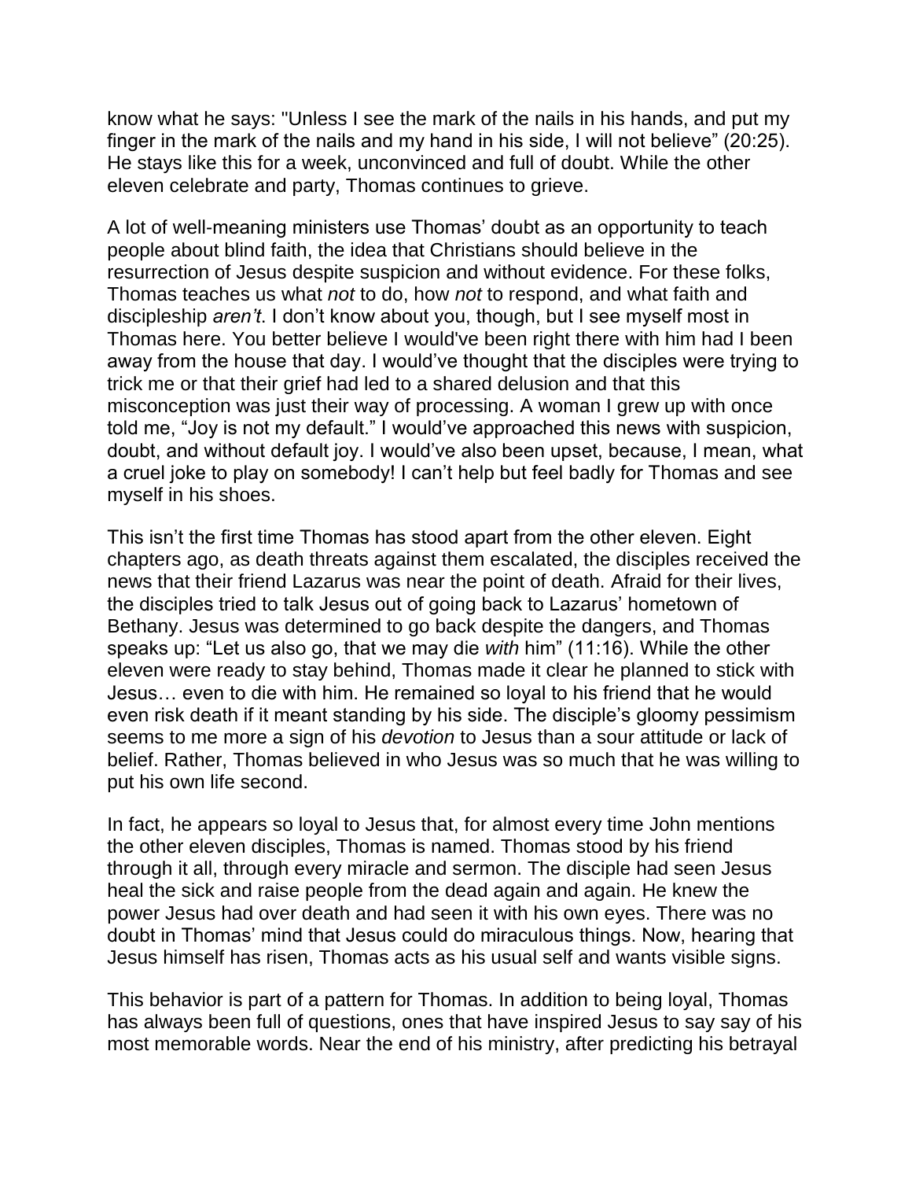know what he says: "Unless I see the mark of the nails in his hands, and put my finger in the mark of the nails and my hand in his side, I will not believe" (20:25). He stays like this for a week, unconvinced and full of doubt. While the other eleven celebrate and party, Thomas continues to grieve.

A lot of well-meaning ministers use Thomas' doubt as an opportunity to teach people about blind faith, the idea that Christians should believe in the resurrection of Jesus despite suspicion and without evidence. For these folks, Thomas teaches us what *not* to do, how *not* to respond, and what faith and discipleship *aren't*. I don't know about you, though, but I see myself most in Thomas here. You better believe I would've been right there with him had I been away from the house that day. I would've thought that the disciples were trying to trick me or that their grief had led to a shared delusion and that this misconception was just their way of processing. A woman I grew up with once told me, "Joy is not my default." I would've approached this news with suspicion, doubt, and without default joy. I would've also been upset, because, I mean, what a cruel joke to play on somebody! I can't help but feel badly for Thomas and see myself in his shoes.

This isn't the first time Thomas has stood apart from the other eleven. Eight chapters ago, as death threats against them escalated, the disciples received the news that their friend Lazarus was near the point of death. Afraid for their lives, the disciples tried to talk Jesus out of going back to Lazarus' hometown of Bethany. Jesus was determined to go back despite the dangers, and Thomas speaks up: "Let us also go, that we may die *with* him" (11:16). While the other eleven were ready to stay behind, Thomas made it clear he planned to stick with Jesus… even to die with him. He remained so loyal to his friend that he would even risk death if it meant standing by his side. The disciple's gloomy pessimism seems to me more a sign of his *devotion* to Jesus than a sour attitude or lack of belief. Rather, Thomas believed in who Jesus was so much that he was willing to put his own life second.

In fact, he appears so loyal to Jesus that, for almost every time John mentions the other eleven disciples, Thomas is named. Thomas stood by his friend through it all, through every miracle and sermon. The disciple had seen Jesus heal the sick and raise people from the dead again and again. He knew the power Jesus had over death and had seen it with his own eyes. There was no doubt in Thomas' mind that Jesus could do miraculous things. Now, hearing that Jesus himself has risen, Thomas acts as his usual self and wants visible signs.

This behavior is part of a pattern for Thomas. In addition to being loyal, Thomas has always been full of questions, ones that have inspired Jesus to say say of his most memorable words. Near the end of his ministry, after predicting his betrayal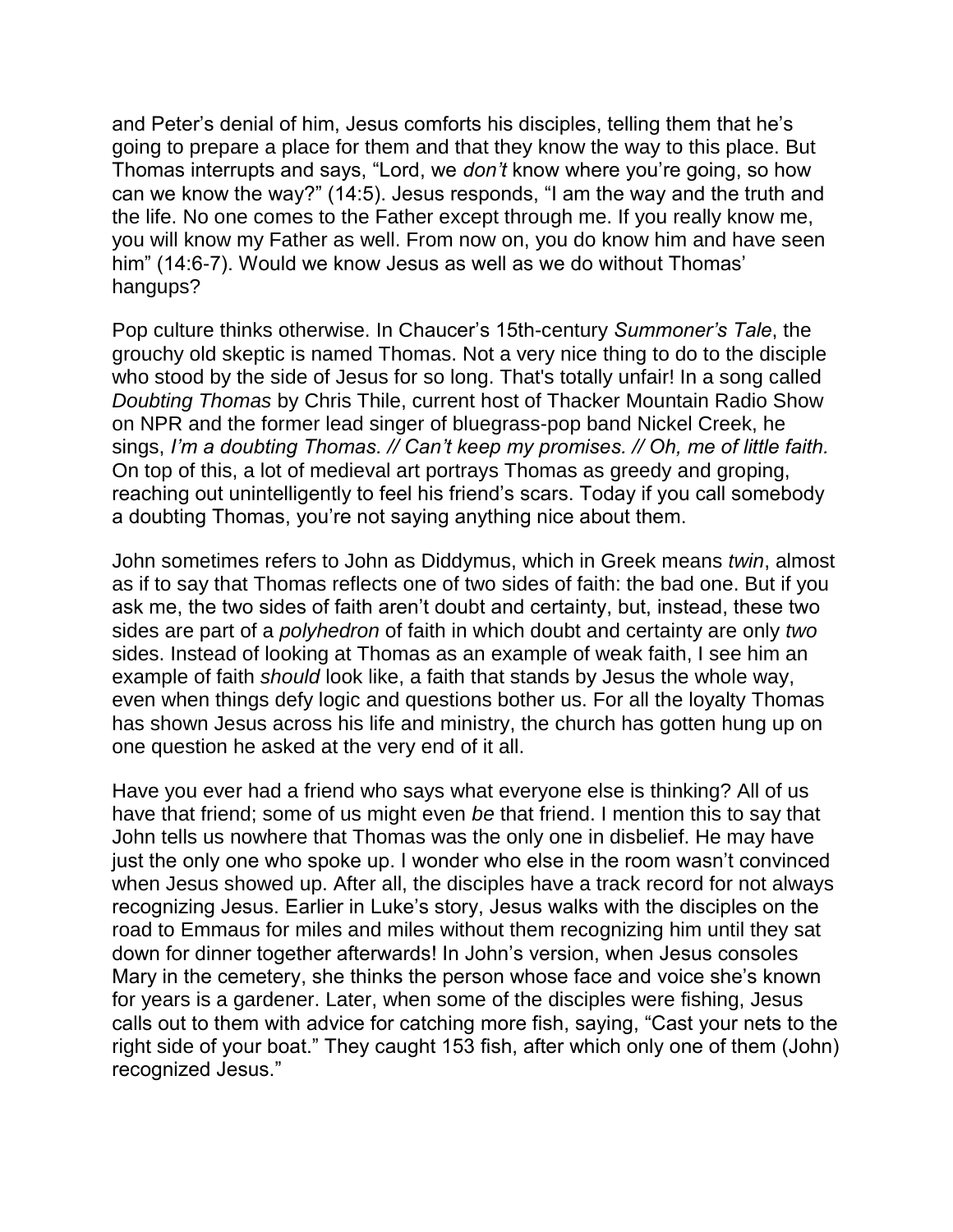and Peter's denial of him, Jesus comforts his disciples, telling them that he's going to prepare a place for them and that they know the way to this place. But Thomas interrupts and says, "Lord, we *don't* know where you're going, so how can we know the way?" (14:5). Jesus responds, "I am the way and the truth and the life. No one comes to the Father except through me. If you really know me, you will know my Father as well. From now on, you do know him and have seen him" (14:6-7). Would we know Jesus as well as we do without Thomas' hangups?

Pop culture thinks otherwise. In Chaucer's 15th-century *Summoner's Tale*, the grouchy old skeptic is named Thomas. Not a very nice thing to do to the disciple who stood by the side of Jesus for so long. That's totally unfair! In a song called *Doubting Thomas* by Chris Thile, current host of Thacker Mountain Radio Show on NPR and the former lead singer of bluegrass-pop band Nickel Creek, he sings, *I'm a doubting Thomas. // Can't keep my promises. // Oh, me of little faith.* On top of this, a lot of medieval art portrays Thomas as greedy and groping, reaching out unintelligently to feel his friend's scars. Today if you call somebody a doubting Thomas, you're not saying anything nice about them.

John sometimes refers to John as Diddymus, which in Greek means *twin*, almost as if to say that Thomas reflects one of two sides of faith: the bad one. But if you ask me, the two sides of faith aren't doubt and certainty, but, instead, these two sides are part of a *polyhedron* of faith in which doubt and certainty are only *two* sides. Instead of looking at Thomas as an example of weak faith, I see him an example of faith *should* look like, a faith that stands by Jesus the whole way, even when things defy logic and questions bother us. For all the loyalty Thomas has shown Jesus across his life and ministry, the church has gotten hung up on one question he asked at the very end of it all.

Have you ever had a friend who says what everyone else is thinking? All of us have that friend; some of us might even *be* that friend. I mention this to say that John tells us nowhere that Thomas was the only one in disbelief. He may have just the only one who spoke up. I wonder who else in the room wasn't convinced when Jesus showed up. After all, the disciples have a track record for not always recognizing Jesus. Earlier in Luke's story, Jesus walks with the disciples on the road to Emmaus for miles and miles without them recognizing him until they sat down for dinner together afterwards! In John's version, when Jesus consoles Mary in the cemetery, she thinks the person whose face and voice she's known for years is a gardener. Later, when some of the disciples were fishing, Jesus calls out to them with advice for catching more fish, saying, "Cast your nets to the right side of your boat." They caught 153 fish, after which only one of them (John) recognized Jesus."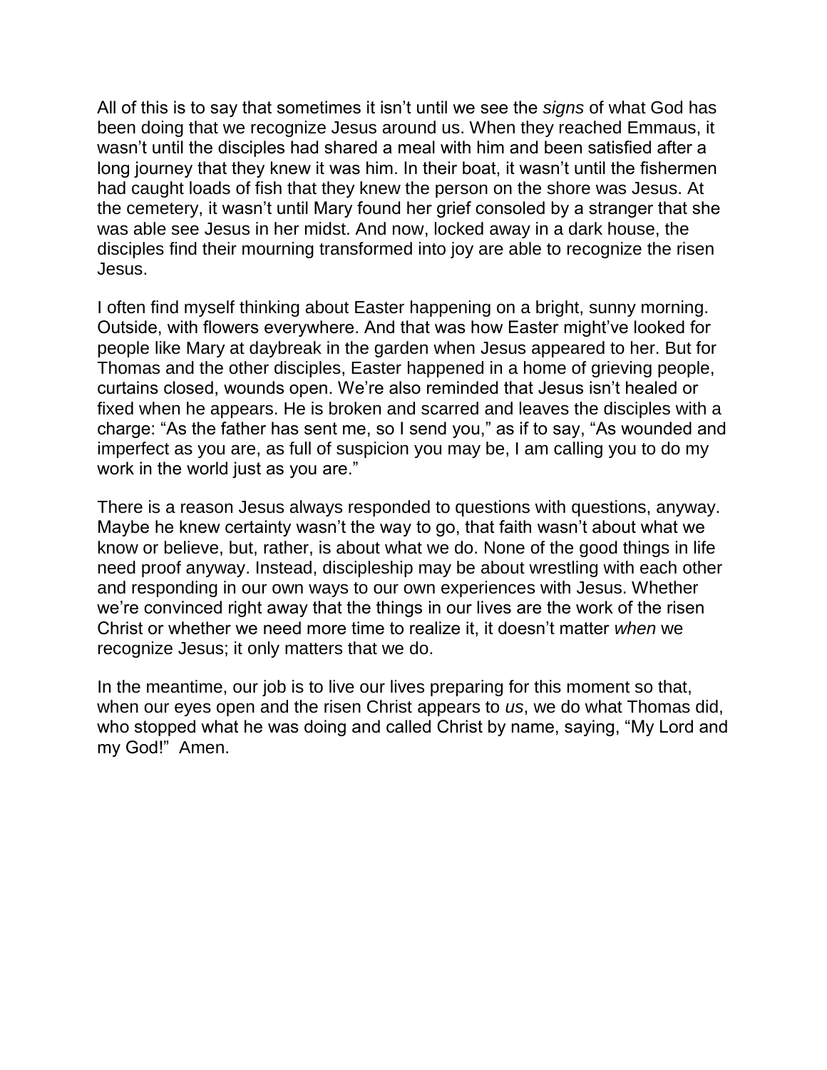All of this is to say that sometimes it isn't until we see the *signs* of what God has been doing that we recognize Jesus around us. When they reached Emmaus, it wasn't until the disciples had shared a meal with him and been satisfied after a long journey that they knew it was him. In their boat, it wasn't until the fishermen had caught loads of fish that they knew the person on the shore was Jesus. At the cemetery, it wasn't until Mary found her grief consoled by a stranger that she was able see Jesus in her midst. And now, locked away in a dark house, the disciples find their mourning transformed into joy are able to recognize the risen Jesus.

I often find myself thinking about Easter happening on a bright, sunny morning. Outside, with flowers everywhere. And that was how Easter might've looked for people like Mary at daybreak in the garden when Jesus appeared to her. But for Thomas and the other disciples, Easter happened in a home of grieving people, curtains closed, wounds open. We're also reminded that Jesus isn't healed or fixed when he appears. He is broken and scarred and leaves the disciples with a charge: "As the father has sent me, so I send you," as if to say, "As wounded and imperfect as you are, as full of suspicion you may be, I am calling you to do my work in the world just as you are."

There is a reason Jesus always responded to questions with questions, anyway. Maybe he knew certainty wasn't the way to go, that faith wasn't about what we know or believe, but, rather, is about what we do. None of the good things in life need proof anyway. Instead, discipleship may be about wrestling with each other and responding in our own ways to our own experiences with Jesus. Whether we're convinced right away that the things in our lives are the work of the risen Christ or whether we need more time to realize it, it doesn't matter *when* we recognize Jesus; it only matters that we do.

In the meantime, our job is to live our lives preparing for this moment so that, when our eyes open and the risen Christ appears to *us*, we do what Thomas did, who stopped what he was doing and called Christ by name, saying, "My Lord and my God!" Amen.